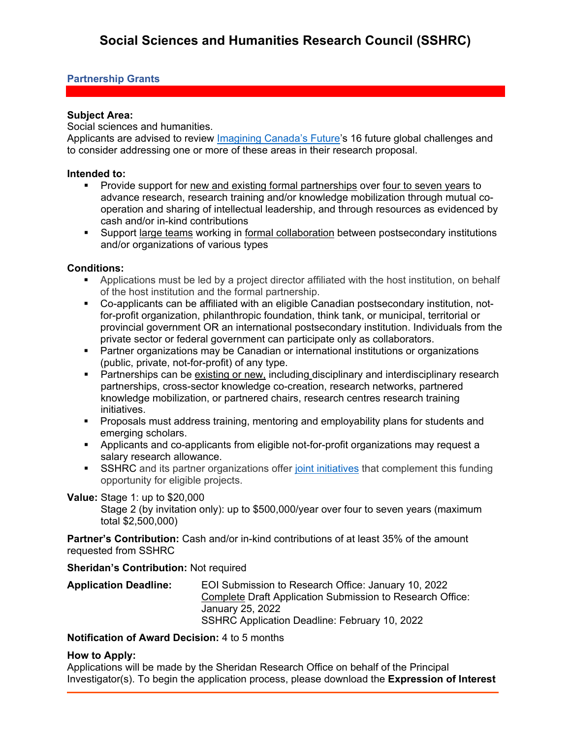// Social Sciences and Humanities Research Council (SSHRC)

## Partnership Grants

**Subject Area:**
Social sciences and humanities.
Applicants are advised to review Imagining Canada's Future's 16 future global challenges and to consider addressing one or more of these areas in their research proposal.

**Intended to:**

- Provide support for new and existing formal partnerships over four to seven years to advance research, research training and/or knowledge mobilization through mutual co-operation and sharing of intellectual leadership, and through resources as evidenced by cash and/or in-kind contributions
- Support large teams working in formal collaboration between postsecondary institutions and/or organizations of various types

**Conditions:**

- Applications must be led by a project director affiliated with the host institution, on behalf of the host institution and the formal partnership.
- Co-applicants can be affiliated with an eligible Canadian postsecondary institution, not-for-profit organization, philanthropic foundation, think tank, or municipal, territorial or provincial government OR an international postsecondary institution. Individuals from the private sector or federal government can participate only as collaborators.
- Partner organizations may be Canadian or international institutions or organizations (public, private, not-for-profit) of any type.
- Partnerships can be existing or new, including disciplinary and interdisciplinary research partnerships, cross-sector knowledge co-creation, research networks, partnered knowledge mobilization, or partnered chairs, research centres research training initiatives.
- Proposals must address training, mentoring and employability plans for students and emerging scholars.
- Applicants and co-applicants from eligible not-for-profit organizations may request a salary research allowance.
- SSHRC and its partner organizations offer joint initiatives that complement this funding opportunity for eligible projects.

**Value:** Stage 1: up to $20,000
Stage 2 (by invitation only): up to $500,000/year over four to seven years (maximum total $2,500,000)

**Partner's Contribution:** Cash and/or in-kind contributions of at least 35% of the amount requested from SSHRC

**Sheridan's Contribution:** Not required

**Application Deadline:**
EOI Submission to Research Office: January 10, 2022
Complete Draft Application Submission to Research Office: January 25, 2022
SSHRC Application Deadline: February 10, 2022

**Notification of Award Decision:** 4 to 5 months

**How to Apply:**
Applications will be made by the Sheridan Research Office on behalf of the Principal Investigator(s). To begin the application process, please download the **Expression of Interest**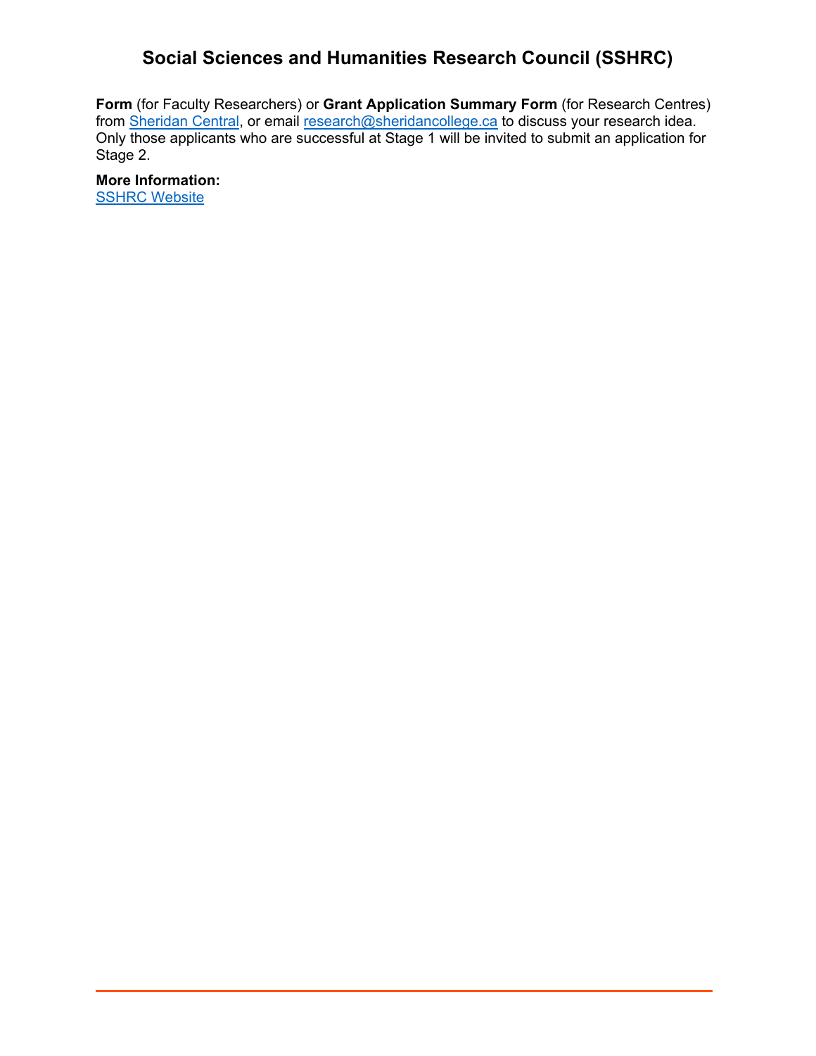# Social Sciences and Humanities Research Council (SSHRC)

**Form** (for Faculty Researchers) or **Grant Application Summary Form** (for Research Centres) from Sheridan Central, or email research@sheridancollege.ca to discuss your research idea. Only those applicants who are successful at Stage 1 will be invited to submit an application for Stage 2.

**More Information:**
SSHRC Website